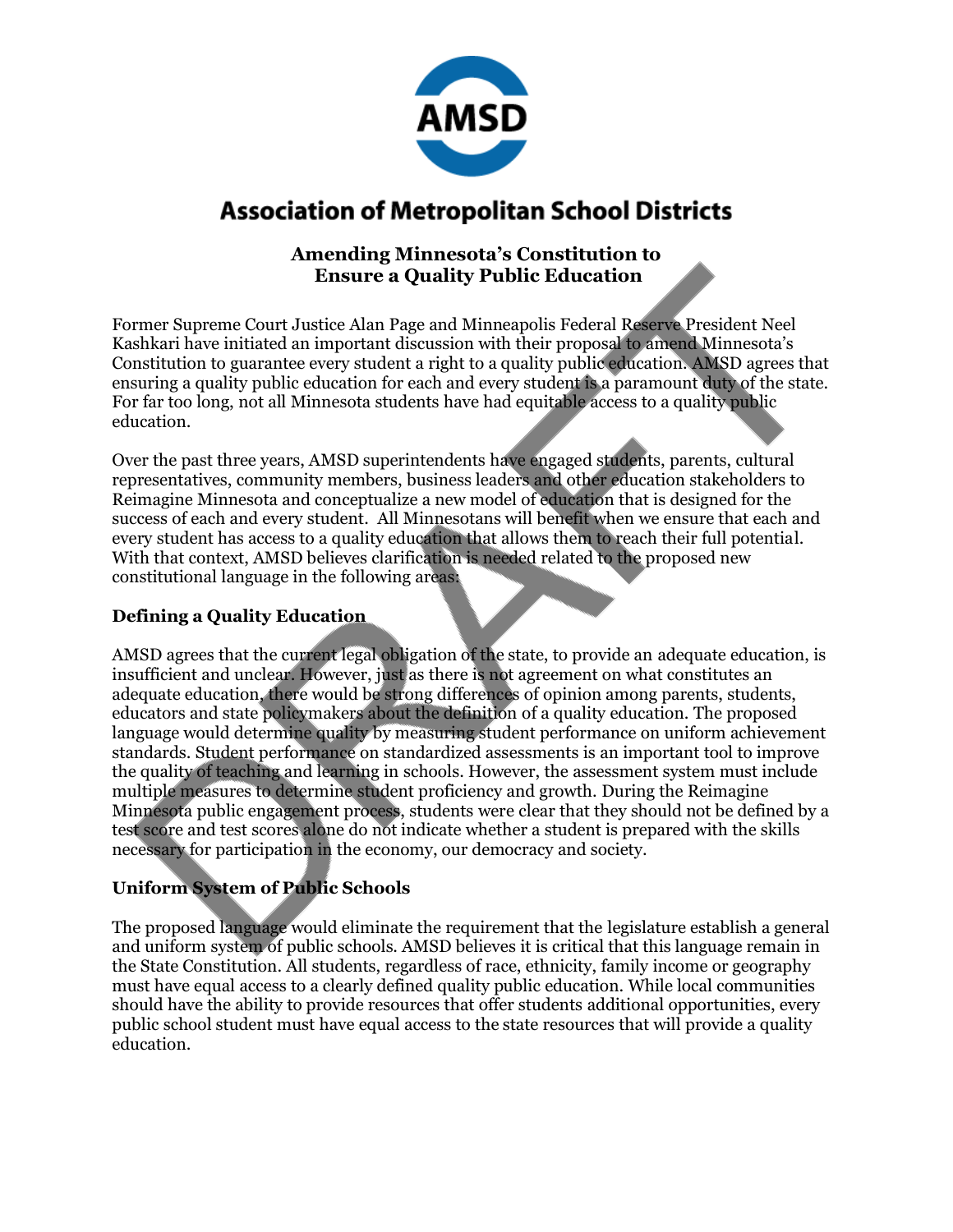# Association of Metropolitan School Districts

## Amending Minnesota's Constitution to Ensure a Quality Public Education

Former Supreme Court Justice Alan Page and Minneapolis Federal Reserve President Neel Kashkari have initiated an important discussion with their proposal to amend Minnesota's Constitution to guarantee every student a right to a quality public education. AMSD agrees that ensuring a quality public education for each and every student is a paramount duty of the state. For far too long, not all Minnesota students have had equitable access to a quality public education.

Over the past three years, AMSD superintendents have engaged students, parents, cultural representatives, community members, business leaders and other education stakeholders to Reimagine Minnesota and conceptualize a new model of education that is designed for the success of each and every student. All Minnesotans will benefit when we ensure that each and every student has access to a quality education that allows them to reach their full potential. With that context, AMSD believes clarification is needed related to the proposed new constitutional language in the following areas:

### Defining a Quality Education

AMSD agrees that the current legal obligation of the state, to provide an adequate education, is insufficient and unclear. However, just as there is not agreement on what constitutes an adequate education, there would be strong differences of opinion among parents, students, educators and state policymakers about the definition of a quality education. The proposed language would determine quality by measuring student performance on uniform achievement standards. Student performance on standardized assessments is an important tool to improve the quality of teaching and learning in schools. However, the assessment system must include multiple measures to determine student proficiency and growth. During the Reimagine Minnesota public engagement process, students were clear that they should not be defined by a test score and test scores alone do not indicate whether a student is prepared with the skills necessary for participation in the economy, our democracy and society.

### Uniform System of Public Schools

The proposed language would eliminate the requirement that the legislature establish a general and uniform system of public schools. AMSD believes it is critical that this language remain in the State Constitution. All students, regardless of race, ethnicity, family income or geography must have equal access to a clearly defined quality public education. While local communities should have the ability to provide resources that offer students additional opportunities, every public school student must have equal access to the state resources that will provide a quality education.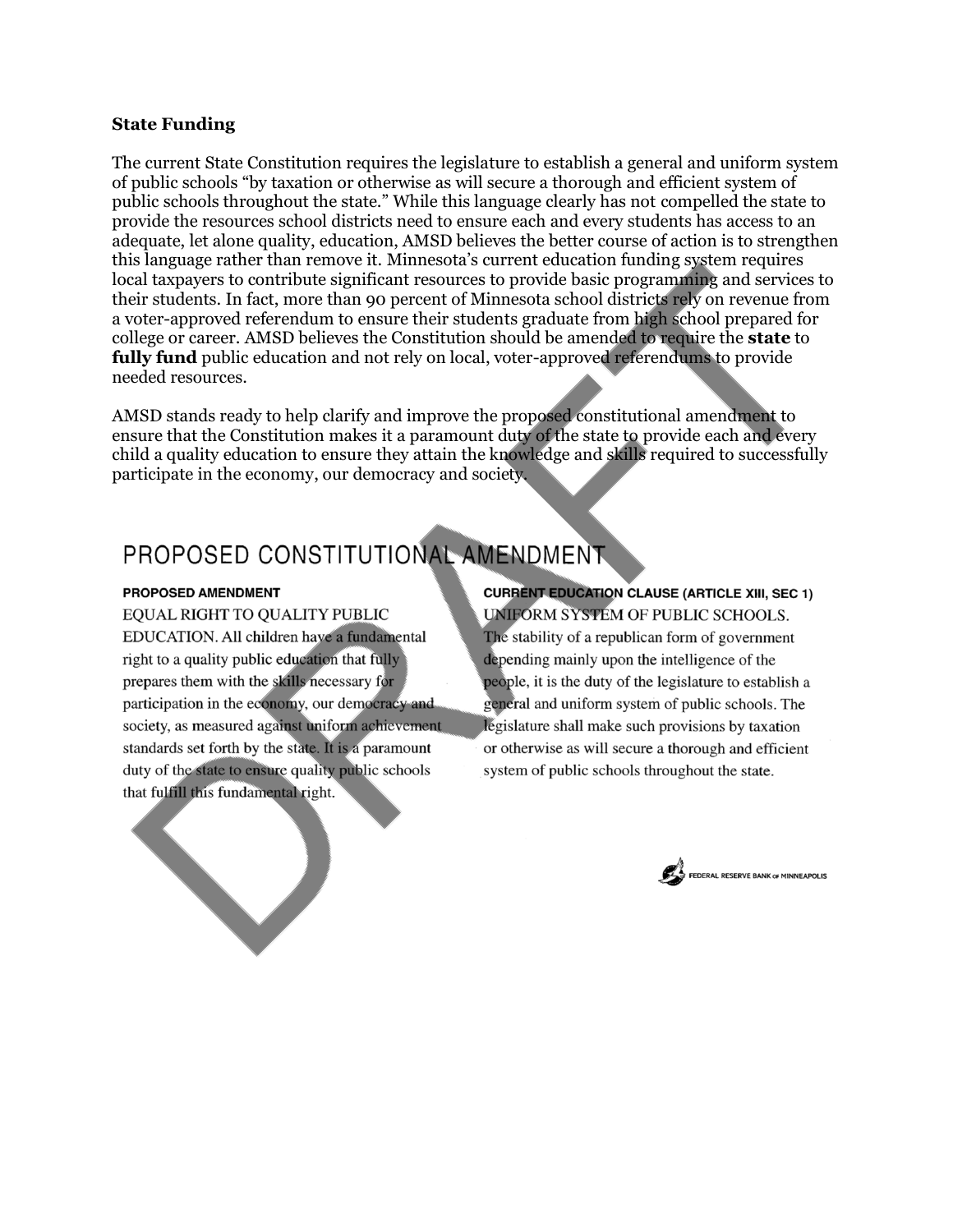**State Funding**

The current State Constitution requires the legislature to establish a general and uniform system of public schools "by taxation or otherwise as will secure a thorough and efficient system of public schools throughout the state." While this language clearly has not compelled the state to provide the resources school districts need to ensure each and every students has access to an adequate, let alone quality, education, AMSD believes the better course of action is to strengthen this language rather than remove it. Minnesota's current education funding system requires local taxpayers to contribute significant resources to provide basic programming and services to their students. In fact, more than 90 percent of Minnesota school districts rely on revenue from a voter-approved referendum to ensure their students graduate from high school prepared for college or career. AMSD believes the Constitution should be amended to require the **state** to **fully fund** public education and not rely on local, voter-approved referendums to provide needed resources.

AMSD stands ready to help clarify and improve the proposed constitutional amendment to ensure that the Constitution makes it a paramount duty of the state to provide each and every child a quality education to ensure they attain the knowledge and skills required to successfully participate in the economy, our democracy and society.

## PROPOSED CONSTITUTIONAL AMENDMENT

**PROPOSED AMENDMENT**

EQUAL RIGHT TO QUALITY PUBLIC EDUCATION. All children have a fundamental right to a quality public education that fully prepares them with the skills necessary for participation in the economy, our democracy and society, as measured against uniform achievement standards set forth by the state. It is a paramount duty of the state to ensure quality public schools that fulfill this fundamental right.

**CURRENT EDUCATION CLAUSE (ARTICLE XIII, SEC 1)**

UNIFORM SYSTEM OF PUBLIC SCHOOLS. The stability of a republican form of government depending mainly upon the intelligence of the people, it is the duty of the legislature to establish a general and uniform system of public schools. The legislature shall make such provisions by taxation or otherwise as will secure a thorough and efficient system of public schools throughout the state.

FEDERAL RESERVE BANK of MINNEAPOLIS